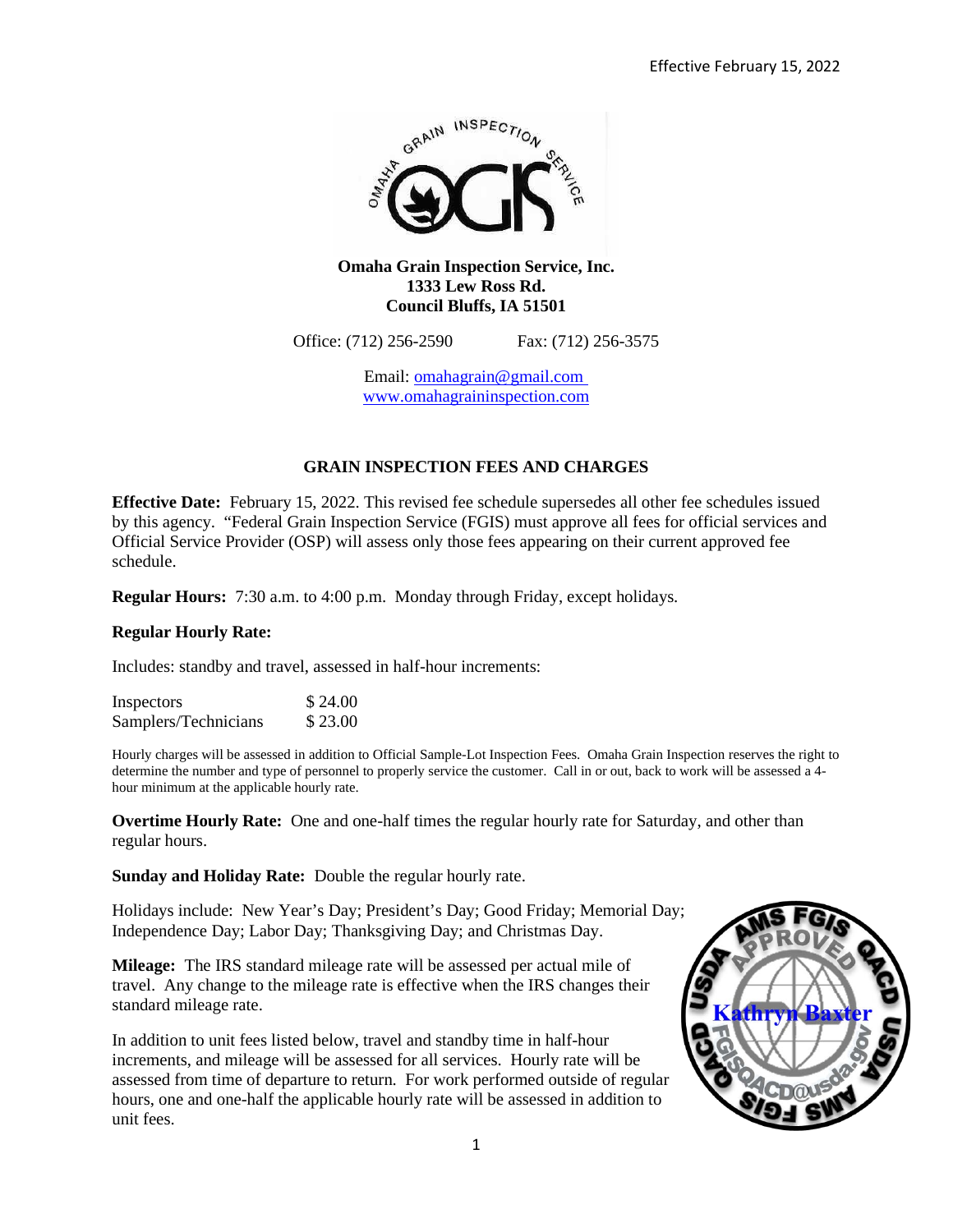Effective February 15, 2022

**Omaha Grain Inspection Service, Inc.**
**1333 Lew Ross Rd.**
**Council Bluffs, IA 51501**

Office: (712) 256-2590 Fax: (712) 256-3575

Email: omahagrain@gmail.com
www.omahagraininspection.com

## GRAIN INSPECTION FEES AND CHARGES

**Effective Date:** February 15, 2022. This revised fee schedule supersedes all other fee schedules issued by this agency. "Federal Grain Inspection Service (FGIS) must approve all fees for official services and Official Service Provider (OSP) will assess only those fees appearing on their current approved fee schedule.

**Regular Hours:** 7:30 a.m. to 4:00 p.m. Monday through Friday, except holidays.

**Regular Hourly Rate:**

Includes: standby and travel, assessed in half-hour increments:

| | |
|---|---|
| Inspectors | $ 24.00 |
| Samplers/Technicians | $ 23.00 |

Hourly charges will be assessed in addition to Official Sample-Lot Inspection Fees. Omaha Grain Inspection reserves the right to determine the number and type of personnel to properly service the customer. Call in or out, back to work will be assessed a 4-hour minimum at the applicable hourly rate.

**Overtime Hourly Rate:** One and one-half times the regular hourly rate for Saturday, and other than regular hours.

**Sunday and Holiday Rate:** Double the regular hourly rate.

Holidays include: New Year's Day; President's Day; Good Friday; Memorial Day; Independence Day; Labor Day; Thanksgiving Day; and Christmas Day.

**Mileage:** The IRS standard mileage rate will be assessed per actual mile of travel. Any change to the mileage rate is effective when the IRS changes their standard mileage rate.

In addition to unit fees listed below, travel and standby time in half-hour increments, and mileage will be assessed for all services. Hourly rate will be assessed from time of departure to return. For work performed outside of regular hours, one and one-half the applicable hourly rate will be assessed in addition to unit fees.

USDA AMS FGIS QACD APPROVED – Kathryn Baxter – FGISQACD@usda.gov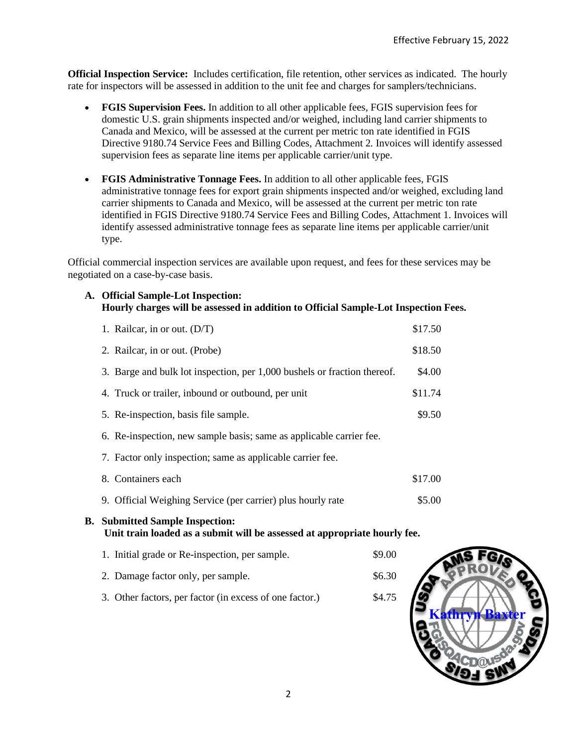Effective February 15, 2022

**Official Inspection Service:** Includes certification, file retention, other services as indicated. The hourly rate for inspectors will be assessed in addition to the unit fee and charges for samplers/technicians.

- **FGIS Supervision Fees.** In addition to all other applicable fees, FGIS supervision fees for domestic U.S. grain shipments inspected and/or weighed, including land carrier shipments to Canada and Mexico, will be assessed at the current per metric ton rate identified in FGIS Directive 9180.74 Service Fees and Billing Codes, Attachment 2. Invoices will identify assessed supervision fees as separate line items per applicable carrier/unit type.

- **FGIS Administrative Tonnage Fees.** In addition to all other applicable fees, FGIS administrative tonnage fees for export grain shipments inspected and/or weighed, excluding land carrier shipments to Canada and Mexico, will be assessed at the current per metric ton rate identified in FGIS Directive 9180.74 Service Fees and Billing Codes, Attachment 1. Invoices will identify assessed administrative tonnage fees as separate line items per applicable carrier/unit type.

Official commercial inspection services are available upon request, and fees for these services may be negotiated on a case-by-case basis.

**A. Official Sample-Lot Inspection:**
**Hourly charges will be assessed in addition to Official Sample-Lot Inspection Fees.**

| Service | Fee |
|---|---|
| 1. Railcar, in or out. (D/T) | $17.50 |
| 2. Railcar, in or out. (Probe) | $18.50 |
| 3. Barge and bulk lot inspection, per 1,000 bushels or fraction thereof. | $4.00 |
| 4. Truck or trailer, inbound or outbound, per unit | $11.74 |
| 5. Re-inspection, basis file sample. | $9.50 |
| 6. Re-inspection, new sample basis; same as applicable carrier fee. | |
| 7. Factor only inspection; same as applicable carrier fee. | |
| 8. Containers each | $17.00 |
| 9. Official Weighing Service (per carrier) plus hourly rate | $5.00 |

**B. Submitted Sample Inspection:**
**Unit train loaded as a submit will be assessed at appropriate hourly fee.**

| Service | Fee |
|---|---|
| 1. Initial grade or Re-inspection, per sample. | $9.00 |
| 2. Damage factor only, per sample. | $6.30 |
| 3. Other factors, per factor (in excess of one factor.) | $4.75 |

USDA AMS FGIS APPROVED QACD – Kathryn Baxter – FGISQACD@usda.gov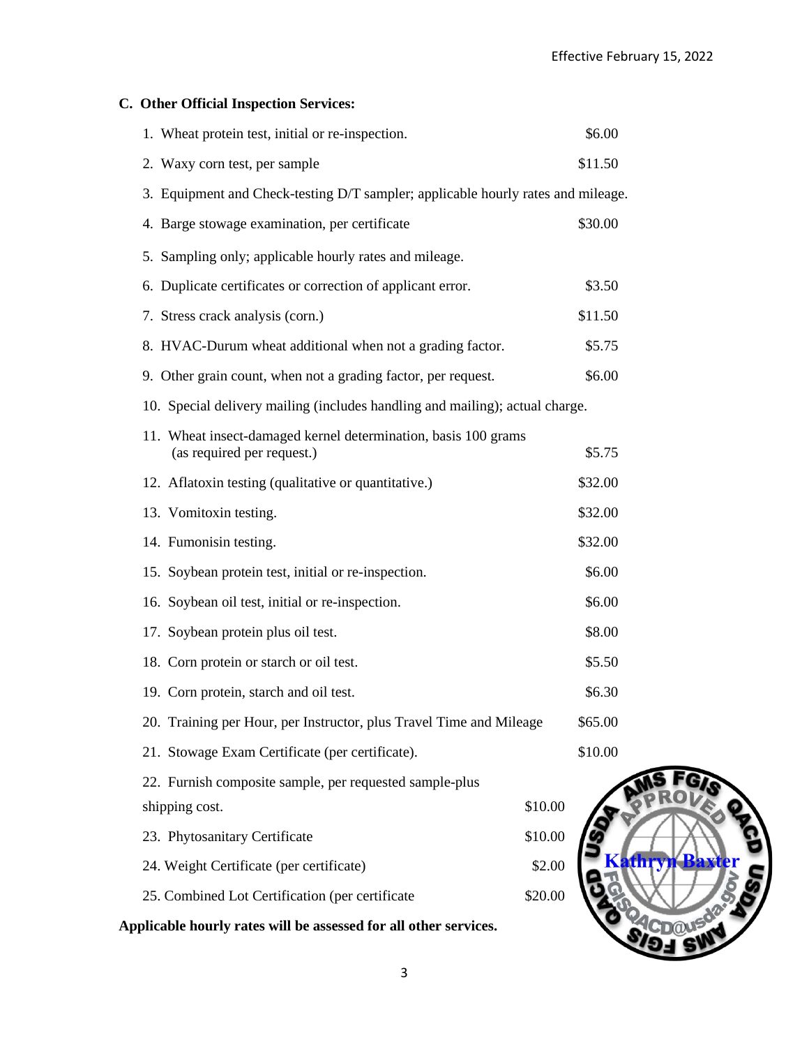Effective February 15, 2022

### C. Other Official Inspection Services:

1. Wheat protein test, initial or re-inspection. $6.00
2. Waxy corn test, per sample $11.50
3. Equipment and Check-testing D/T sampler; applicable hourly rates and mileage.
4. Barge stowage examination, per certificate $30.00
5. Sampling only; applicable hourly rates and mileage.
6. Duplicate certificates or correction of applicant error. $3.50
7. Stress crack analysis (corn.) $11.50
8. HVAC-Durum wheat additional when not a grading factor. $5.75
9. Other grain count, when not a grading factor, per request. $6.00
10. Special delivery mailing (includes handling and mailing); actual charge.
11. Wheat insect-damaged kernel determination, basis 100 grams (as required per request.) $5.75
12. Aflatoxin testing (qualitative or quantitative.) $32.00
13. Vomitoxin testing. $32.00
14. Fumonisin testing. $32.00
15. Soybean protein test, initial or re-inspection. $6.00
16. Soybean oil test, initial or re-inspection. $6.00
17. Soybean protein plus oil test. $8.00
18. Corn protein or starch or oil test. $5.50
19. Corn protein, starch and oil test. $6.30
20. Training per Hour, per Instructor, plus Travel Time and Mileage $65.00
21. Stowage Exam Certificate (per certificate). $10.00
22. Furnish composite sample, per requested sample-plus shipping cost. $10.00
23. Phytosanitary Certificate $10.00
24. Weight Certificate (per certificate) $2.00
25. Combined Lot Certification (per certificate $20.00

**Applicable hourly rates will be assessed for all other services.**

USDA AMS FGIS APPROVED QACD Kathryn Baxter FGISQACD@usda.gov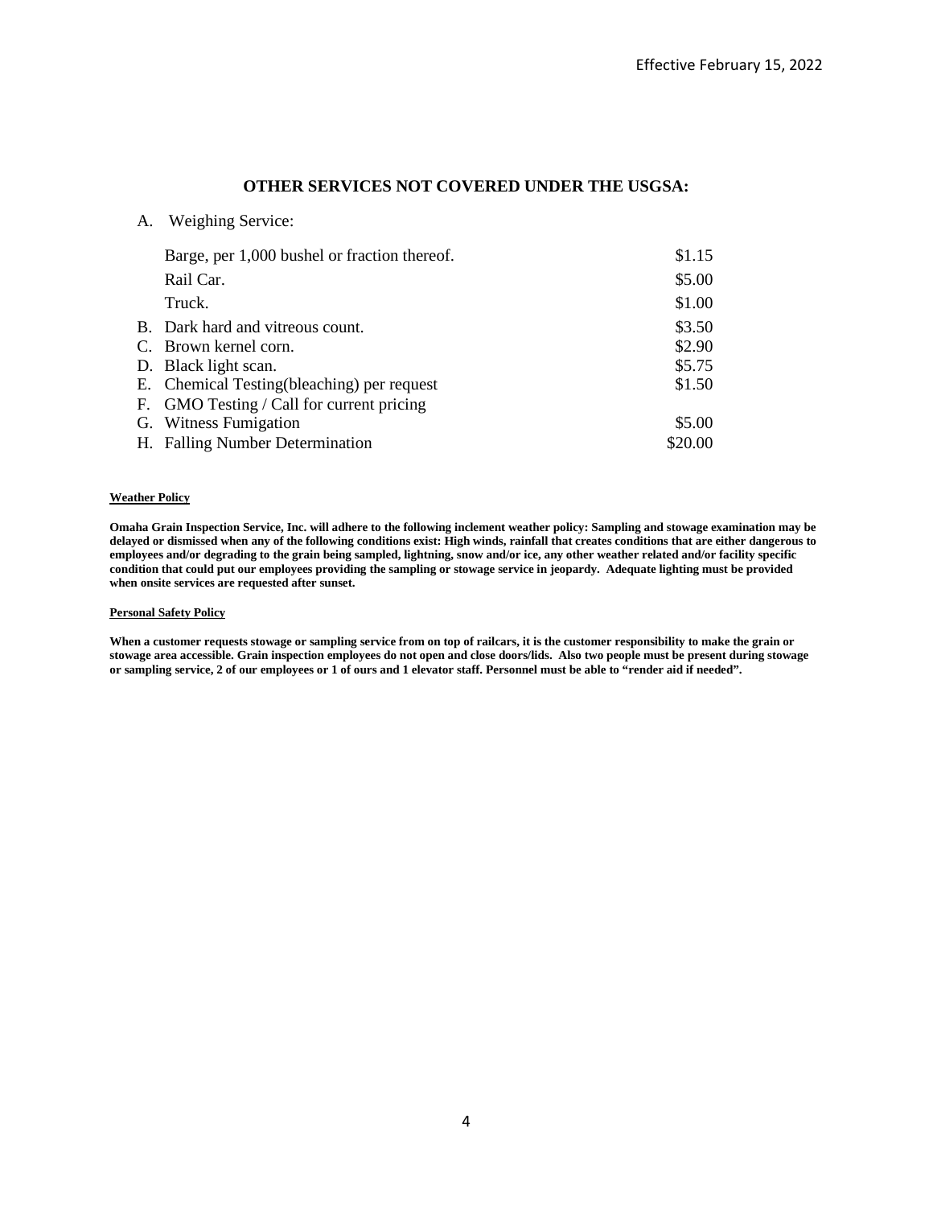Effective February 15, 2022

## OTHER SERVICES NOT COVERED UNDER THE USGSA:

A. Weighing Service:

| | |
|---|---|
| Barge, per 1,000 bushel or fraction thereof. | $1.15 |
| Rail Car. | $5.00 |
| Truck. | $1.00 |
| B. Dark hard and vitreous count. | $3.50 |
| C. Brown kernel corn. | $2.90 |
| D. Black light scan. | $5.75 |
| E. Chemical Testing(bleaching) per request | $1.50 |
| F. GMO Testing / Call for current pricing | |
| G. Witness Fumigation | $5.00 |
| H. Falling Number Determination | $20.00 |

**Weather Policy**

**Omaha Grain Inspection Service, Inc. will adhere to the following inclement weather policy: Sampling and stowage examination may be delayed or dismissed when any of the following conditions exist: High winds, rainfall that creates conditions that are either dangerous to employees and/or degrading to the grain being sampled, lightning, snow and/or ice, any other weather related and/or facility specific condition that could put our employees providing the sampling or stowage service in jeopardy. Adequate lighting must be provided when onsite services are requested after sunset.**

**Personal Safety Policy**

**When a customer requests stowage or sampling service from on top of railcars, it is the customer responsibility to make the grain or stowage area accessible. Grain inspection employees do not open and close doors/lids. Also two people must be present during stowage or sampling service, 2 of our employees or 1 of ours and 1 elevator staff. Personnel must be able to "render aid if needed".**